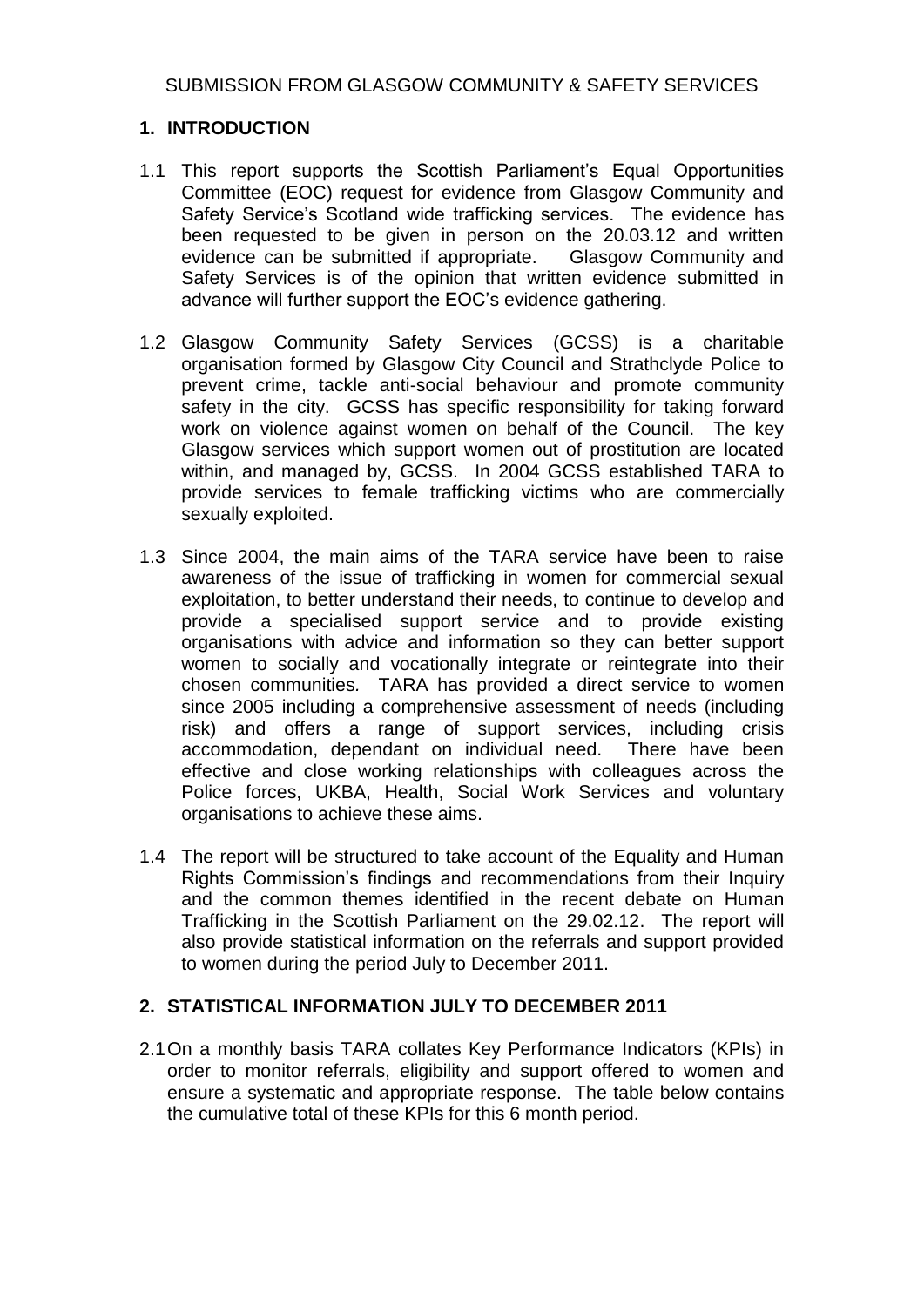SUBMISSION FROM GLASGOW COMMUNITY & SAFETY SERVICES

## 1. INTRODUCTION

1.1 This report supports the Scottish Parliament's Equal Opportunities Committee (EOC) request for evidence from Glasgow Community and Safety Service's Scotland wide trafficking services. The evidence has been requested to be given in person on the 20.03.12 and written evidence can be submitted if appropriate. Glasgow Community and Safety Services is of the opinion that written evidence submitted in advance will further support the EOC's evidence gathering.

1.2 Glasgow Community Safety Services (GCSS) is a charitable organisation formed by Glasgow City Council and Strathclyde Police to prevent crime, tackle anti-social behaviour and promote community safety in the city. GCSS has specific responsibility for taking forward work on violence against women on behalf of the Council. The key Glasgow services which support women out of prostitution are located within, and managed by, GCSS. In 2004 GCSS established TARA to provide services to female trafficking victims who are commercially sexually exploited.

1.3 Since 2004, the main aims of the TARA service have been to raise awareness of the issue of trafficking in women for commercial sexual exploitation, to better understand their needs, to continue to develop and provide a specialised support service and to provide existing organisations with advice and information so they can better support women to socially and vocationally integrate or reintegrate into their chosen communities. TARA has provided a direct service to women since 2005 including a comprehensive assessment of needs (including risk) and offers a range of support services, including crisis accommodation, dependant on individual need. There have been effective and close working relationships with colleagues across the Police forces, UKBA, Health, Social Work Services and voluntary organisations to achieve these aims.

1.4 The report will be structured to take account of the Equality and Human Rights Commission's findings and recommendations from their Inquiry and the common themes identified in the recent debate on Human Trafficking in the Scottish Parliament on the 29.02.12. The report will also provide statistical information on the referrals and support provided to women during the period July to December 2011.

## 2. STATISTICAL INFORMATION JULY TO DECEMBER 2011

2.1 On a monthly basis TARA collates Key Performance Indicators (KPIs) in order to monitor referrals, eligibility and support offered to women and ensure a systematic and appropriate response. The table below contains the cumulative total of these KPIs for this 6 month period.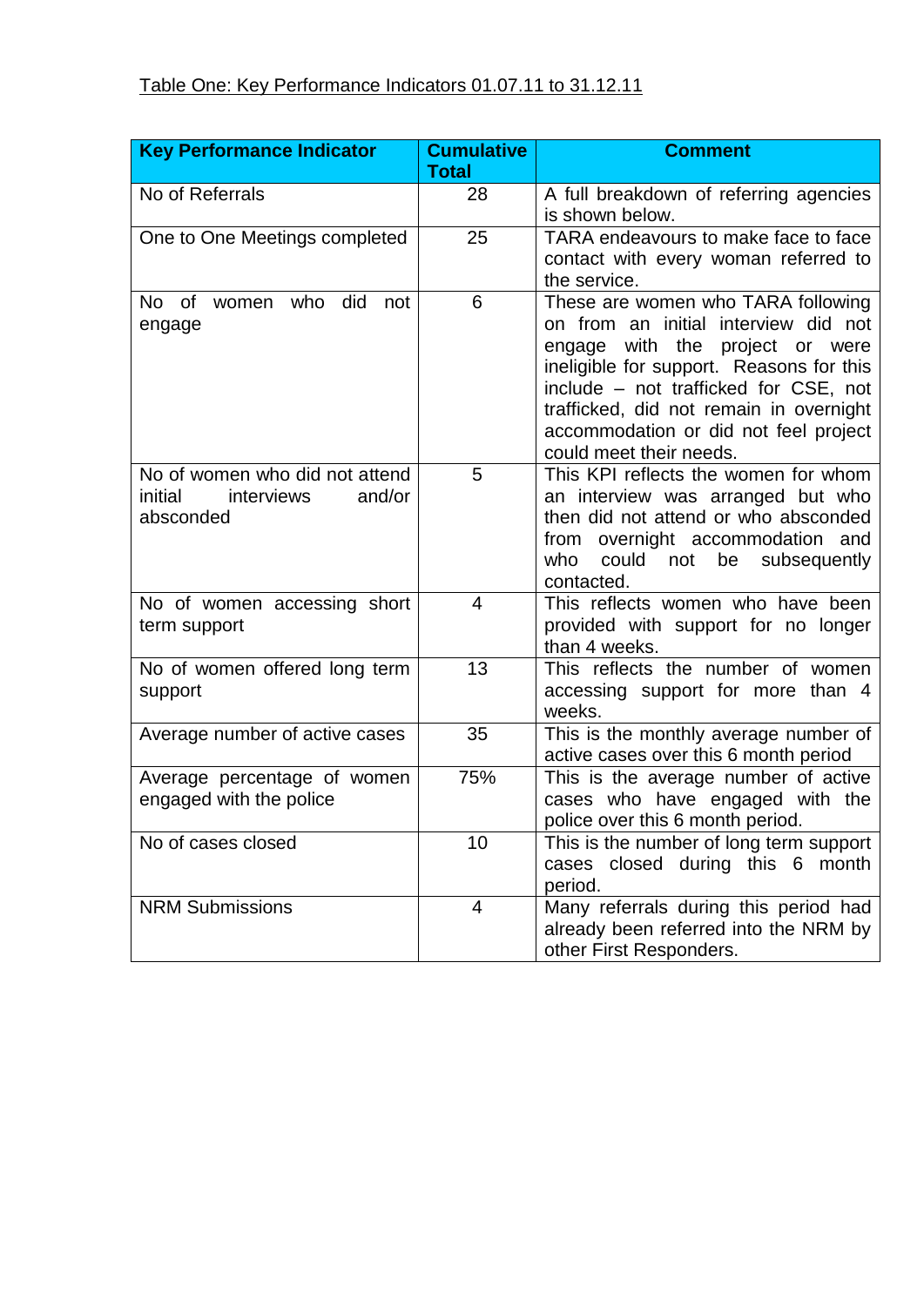Table One: Key Performance Indicators 01.07.11 to 31.12.11

| Key Performance Indicator | Cumulative Total | Comment |
|---|---|---|
| No of Referrals | 28 | A full breakdown of referring agencies is shown below. |
| One to One Meetings completed | 25 | TARA endeavours to make face to face contact with every woman referred to the service. |
| No of women who did not engage | 6 | These are women who TARA following on from an initial interview did not engage with the project or were ineligible for support. Reasons for this include – not trafficked for CSE, not trafficked, did not remain in overnight accommodation or did not feel project could meet their needs. |
| No of women who did not attend initial interviews and/or absconded | 5 | This KPI reflects the women for whom an interview was arranged but who then did not attend or who absconded from overnight accommodation and who could not be subsequently contacted. |
| No of women accessing short term support | 4 | This reflects women who have been provided with support for no longer than 4 weeks. |
| No of women offered long term support | 13 | This reflects the number of women accessing support for more than 4 weeks. |
| Average number of active cases | 35 | This is the monthly average number of active cases over this 6 month period |
| Average percentage of women engaged with the police | 75% | This is the average number of active cases who have engaged with the police over this 6 month period. |
| No of cases closed | 10 | This is the number of long term support cases closed during this 6 month period. |
| NRM Submissions | 4 | Many referrals during this period had already been referred into the NRM by other First Responders. |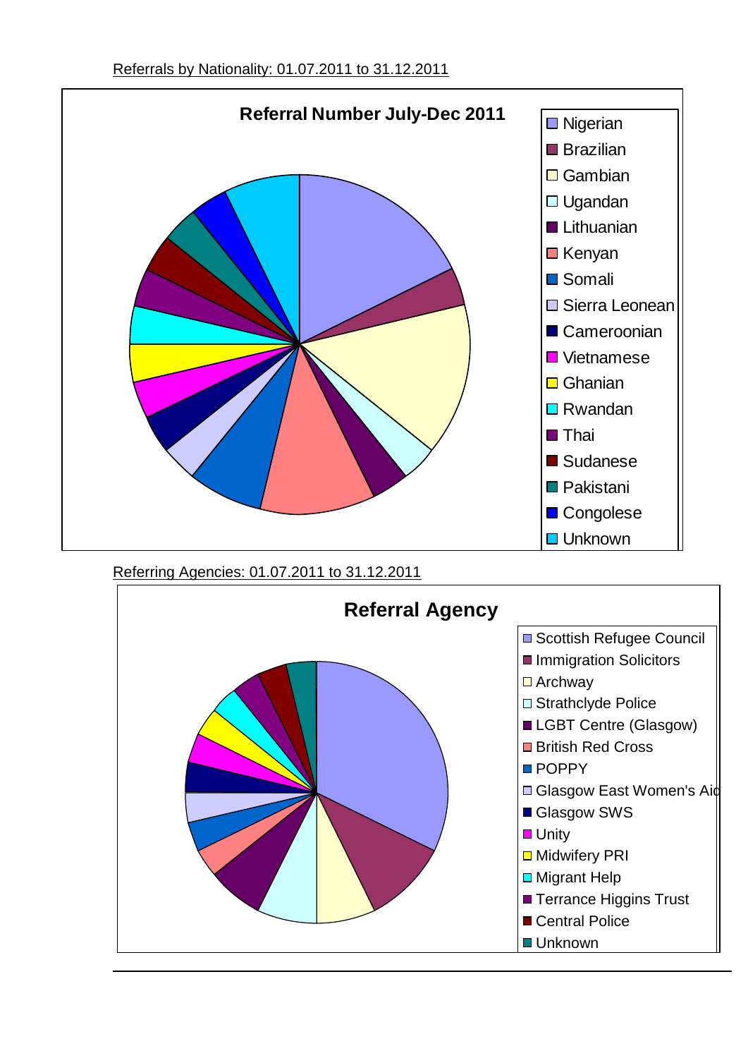Referrals by Nationality: 01.07.2011 to 31.12.2011

Referral Number July-Dec 2011

- Nigerian
- Brazilian
- Gambian
- Ugandan
- Lithuanian
- Kenyan
- Somali
- Sierra Leonean
- Cameroonian
- Vietnamese
- Ghanian
- Rwandan
- Thai
- Sudanese
- Pakistani
- Congolese
- Unknown

Referring Agencies: 01.07.2011 to 31.12.2011

Referral Agency

- Scottish Refugee Council
- Immigration Solicitors
- Archway
- Strathclyde Police
- LGBT Centre (Glasgow)
- British Red Cross
- POPPY
- Glasgow East Women's Aid
- Glasgow SWS
- Unity
- Midwifery PRI
- Migrant Help
- Terrance Higgins Trust
- Central Police
- Unknown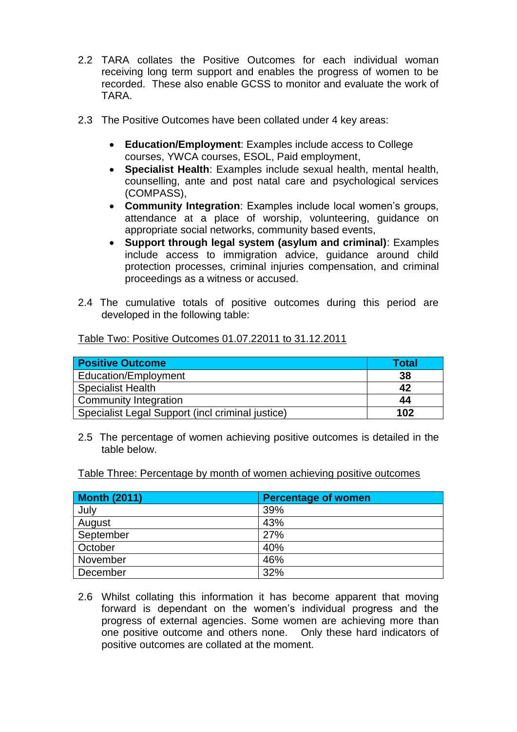2.2 TARA collates the Positive Outcomes for each individual woman receiving long term support and enables the progress of women to be recorded. These also enable GCSS to monitor and evaluate the work of TARA.

2.3 The Positive Outcomes have been collated under 4 key areas:

- **Education/Employment**: Examples include access to College courses, YWCA courses, ESOL, Paid employment,
- **Specialist Health**: Examples include sexual health, mental health, counselling, ante and post natal care and psychological services (COMPASS),
- **Community Integration**: Examples include local women's groups, attendance at a place of worship, volunteering, guidance on appropriate social networks, community based events,
- **Support through legal system (asylum and criminal)**: Examples include access to immigration advice, guidance around child protection processes, criminal injuries compensation, and criminal proceedings as a witness or accused.

2.4 The cumulative totals of positive outcomes during this period are developed in the following table:

Table Two: Positive Outcomes 01.07.22011 to 31.12.2011

| Positive Outcome | Total |
|---|---|
| Education/Employment | **38** |
| Specialist Health | **42** |
| Community Integration | **44** |
| Specialist Legal Support (incl criminal justice) | **102** |

2.5 The percentage of women achieving positive outcomes is detailed in the table below.

Table Three: Percentage by month of women achieving positive outcomes

| Month (2011) | Percentage of women |
|---|---|
| July | 39% |
| August | 43% |
| September | 27% |
| October | 40% |
| November | 46% |
| December | 32% |

2.6 Whilst collating this information it has become apparent that moving forward is dependant on the women's individual progress and the progress of external agencies. Some women are achieving more than one positive outcome and others none. Only these hard indicators of positive outcomes are collated at the moment.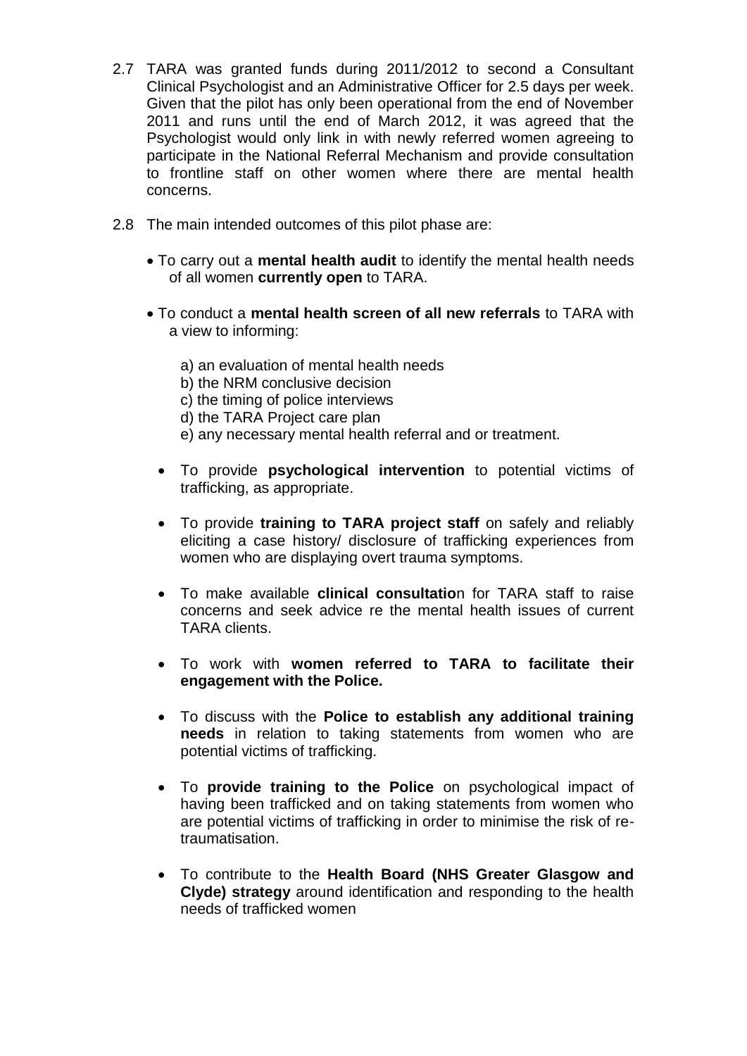2.7 TARA was granted funds during 2011/2012 to second a Consultant Clinical Psychologist and an Administrative Officer for 2.5 days per week. Given that the pilot has only been operational from the end of November 2011 and runs until the end of March 2012, it was agreed that the Psychologist would only link in with newly referred women agreeing to participate in the National Referral Mechanism and provide consultation to frontline staff on other women where there are mental health concerns.

2.8 The main intended outcomes of this pilot phase are:

- To carry out a **mental health audit** to identify the mental health needs of all women **currently open** to TARA.
- To conduct a **mental health screen of all new referrals** to TARA with a view to informing:

  a) an evaluation of mental health needs
  b) the NRM conclusive decision
  c) the timing of police interviews
  d) the TARA Project care plan
  e) any necessary mental health referral and or treatment.

- To provide **psychological intervention** to potential victims of trafficking, as appropriate.
- To provide **training to TARA project staff** on safely and reliably eliciting a case history/ disclosure of trafficking experiences from women who are displaying overt trauma symptoms.
- To make available **clinical consultatio**n for TARA staff to raise concerns and seek advice re the mental health issues of current TARA clients.
- To work with **women referred to TARA to facilitate their engagement with the Police.**
- To discuss with the **Police to establish any additional training needs** in relation to taking statements from women who are potential victims of trafficking.
- To **provide training to the Police** on psychological impact of having been trafficked and on taking statements from women who are potential victims of trafficking in order to minimise the risk of re-traumatisation.
- To contribute to the **Health Board (NHS Greater Glasgow and Clyde) strategy** around identification and responding to the health needs of trafficked women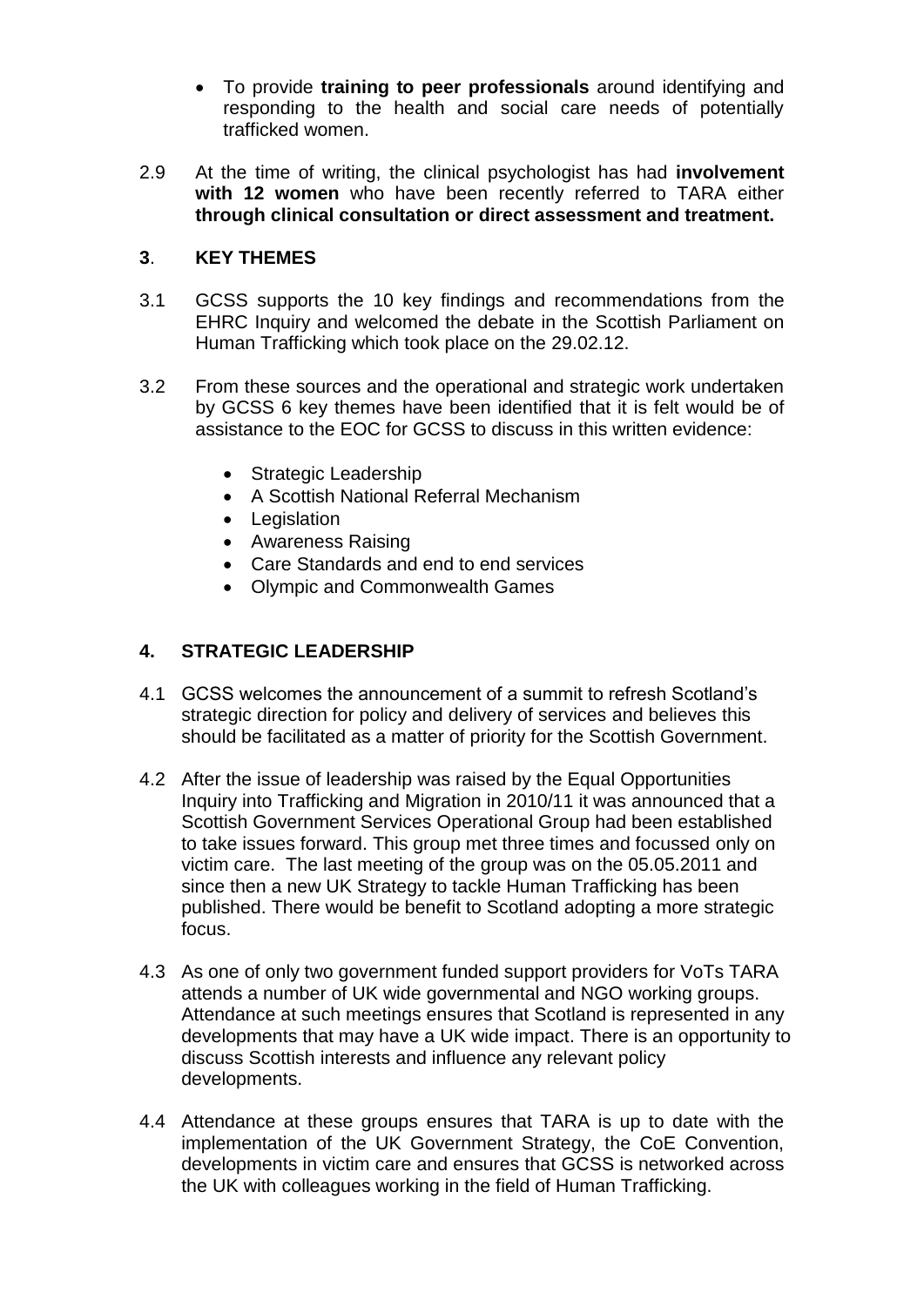- To provide **training to peer professionals** around identifying and responding to the health and social care needs of potentially trafficked women.

2.9 At the time of writing, the clinical psychologist has had **involvement with 12 women** who have been recently referred to TARA either **through clinical consultation or direct assessment and treatment.**

## 3. KEY THEMES

3.1 GCSS supports the 10 key findings and recommendations from the EHRC Inquiry and welcomed the debate in the Scottish Parliament on Human Trafficking which took place on the 29.02.12.

3.2 From these sources and the operational and strategic work undertaken by GCSS 6 key themes have been identified that it is felt would be of assistance to the EOC for GCSS to discuss in this written evidence:

- Strategic Leadership
- A Scottish National Referral Mechanism
- Legislation
- Awareness Raising
- Care Standards and end to end services
- Olympic and Commonwealth Games

## 4. STRATEGIC LEADERSHIP

4.1 GCSS welcomes the announcement of a summit to refresh Scotland's strategic direction for policy and delivery of services and believes this should be facilitated as a matter of priority for the Scottish Government.

4.2 After the issue of leadership was raised by the Equal Opportunities Inquiry into Trafficking and Migration in 2010/11 it was announced that a Scottish Government Services Operational Group had been established to take issues forward. This group met three times and focussed only on victim care. The last meeting of the group was on the 05.05.2011 and since then a new UK Strategy to tackle Human Trafficking has been published. There would be benefit to Scotland adopting a more strategic focus.

4.3 As one of only two government funded support providers for VoTs TARA attends a number of UK wide governmental and NGO working groups. Attendance at such meetings ensures that Scotland is represented in any developments that may have a UK wide impact. There is an opportunity to discuss Scottish interests and influence any relevant policy developments.

4.4 Attendance at these groups ensures that TARA is up to date with the implementation of the UK Government Strategy, the CoE Convention, developments in victim care and ensures that GCSS is networked across the UK with colleagues working in the field of Human Trafficking.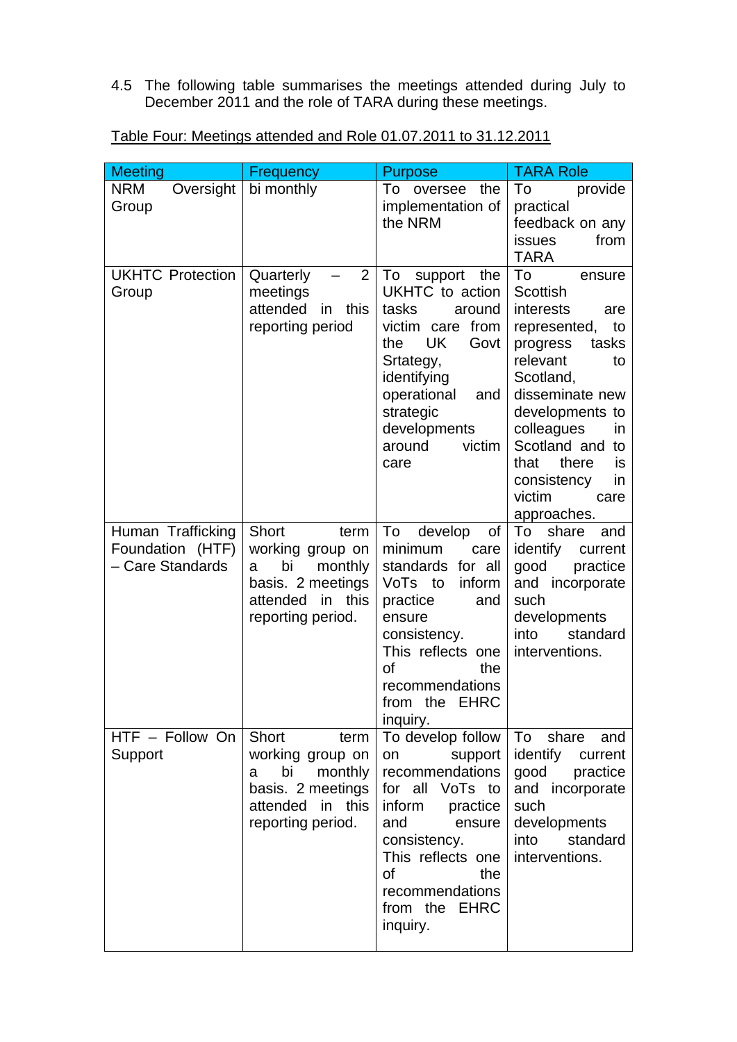4.5 The following table summarises the meetings attended during July to December 2011 and the role of TARA during these meetings.

Table Four: Meetings attended and Role 01.07.2011 to 31.12.2011

| Meeting | Frequency | Purpose | TARA Role |
|---|---|---|---|
| NRM Oversight Group | bi monthly | To oversee the implementation of the NRM | To provide practical feedback on any issues from TARA |
| UKHTC Protection Group | Quarterly – 2 meetings attended in this reporting period | To support the UKHTC to action tasks around victim care from the UK Govt Srtategy, identifying operational and strategic developments around victim care | To ensure Scottish interests are represented, to progress tasks relevant to Scotland, disseminate new developments to colleagues in Scotland and to that there is consistency in victim care approaches. |
| Human Trafficking Foundation (HTF) – Care Standards | Short term working group on a bi monthly basis. 2 meetings attended in this reporting period. | To develop of minimum care standards for all VoTs to inform practice and ensure consistency. This reflects one of the recommendations from the EHRC inquiry. | To share and identify current good practice and incorporate such developments into standard interventions. |
| HTF – Follow On Support | Short term working group on a bi monthly basis. 2 meetings attended in this reporting period. | To develop follow on support recommendations for all VoTs to inform practice and ensure consistency. This reflects one of the recommendations from the EHRC inquiry. | To share and identify current good practice and incorporate such developments into standard interventions. |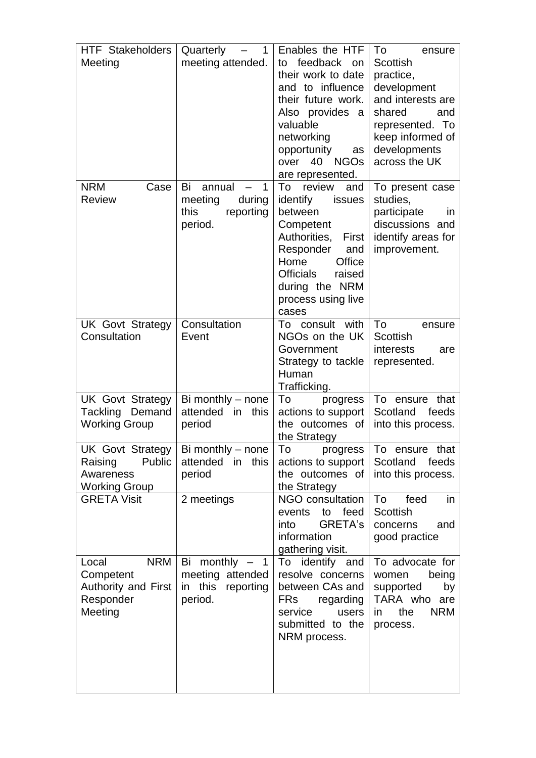| | | | |
|---|---|---|---|
| HTF Stakeholders Meeting | Quarterly – 1 meeting attended. | Enables the HTF to feedback on their work to date and to influence their future work. Also provides a valuable networking opportunity as over 40 NGOs are represented. | To ensure Scottish practice, development and interests are shared and represented. To keep informed of developments across the UK |
| NRM Case Review | Bi annual – 1 meeting during this reporting period. | To review and identify issues between Competent Authorities, First Responder and Home Office Officials raised during the NRM process using live cases | To present case studies, participate in discussions and identify areas for improvement. |
| UK Govt Strategy Consultation | Consultation Event | To consult with NGOs on the UK Government Strategy to tackle Human Trafficking. | To ensure Scottish interests are represented. |
| UK Govt Strategy Tackling Demand Working Group | Bi monthly – none attended in this period | To progress actions to support the outcomes of the Strategy | To ensure that Scotland feeds into this process. |
| UK Govt Strategy Raising Public Awareness Working Group | Bi monthly – none attended in this period | To progress actions to support the outcomes of the Strategy | To ensure that Scotland feeds into this process. |
| GRETA Visit | 2 meetings | NGO consultation events to feed into GRETA's information gathering visit. | To feed in Scottish concerns and good practice |
| Local NRM Competent Authority and First Responder Meeting | Bi monthly – 1 meeting attended in this reporting period. | To identify and resolve concerns between CAs and FRs regarding service users submitted to the NRM process. | To advocate for women being supported by TARA who are in the NRM process. |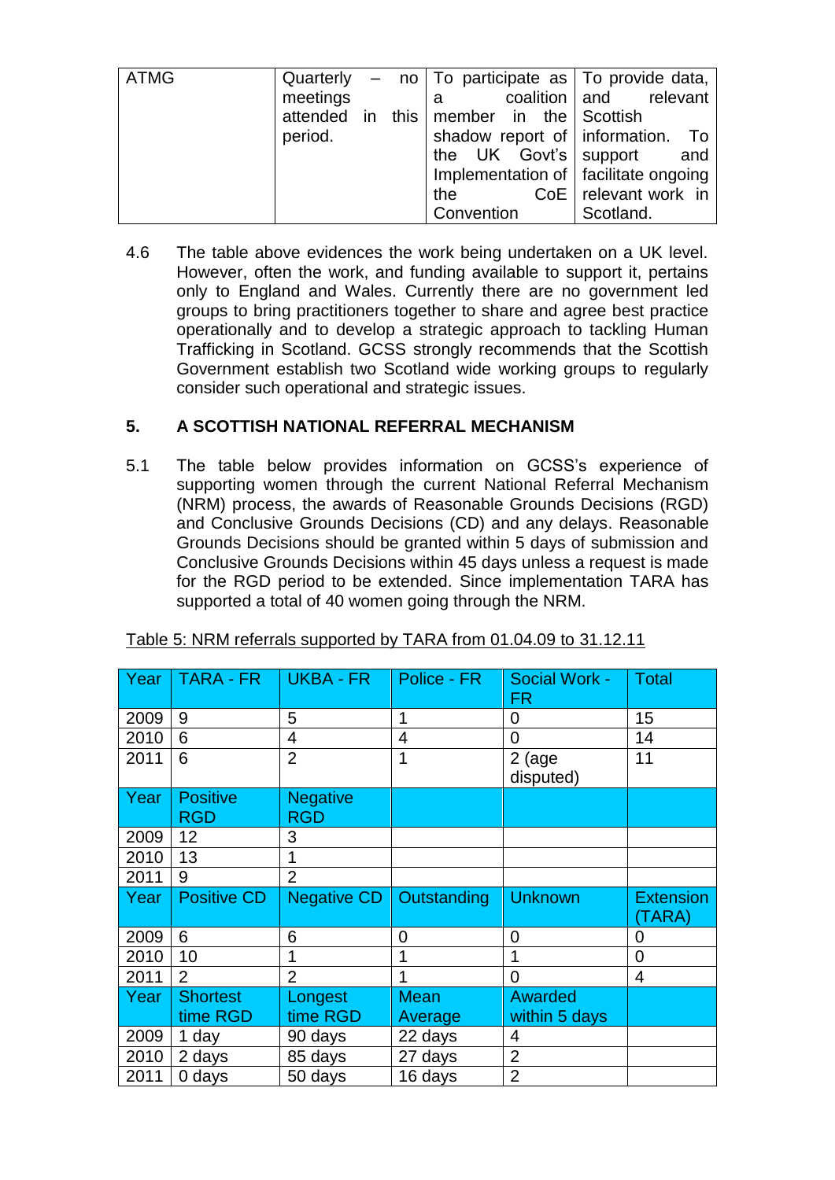| | | | |
|---|---|---|---|
| ATMG | Quarterly – no meetings attended in this period. | To participate as a coalition member in the shadow report of the UK Govt's Implementation of the CoE Convention | To provide data, and relevant Scottish information. To support and facilitate ongoing relevant work in Scotland. |

4.6 The table above evidences the work being undertaken on a UK level. However, often the work, and funding available to support it, pertains only to England and Wales. Currently there are no government led groups to bring practitioners together to share and agree best practice operationally and to develop a strategic approach to tackling Human Trafficking in Scotland. GCSS strongly recommends that the Scottish Government establish two Scotland wide working groups to regularly consider such operational and strategic issues.

## 5. A SCOTTISH NATIONAL REFERRAL MECHANISM

5.1 The table below provides information on GCSS's experience of supporting women through the current National Referral Mechanism (NRM) process, the awards of Reasonable Grounds Decisions (RGD) and Conclusive Grounds Decisions (CD) and any delays. Reasonable Grounds Decisions should be granted within 5 days of submission and Conclusive Grounds Decisions within 45 days unless a request is made for the RGD period to be extended. Since implementation TARA has supported a total of 40 women going through the NRM.

Table 5: NRM referrals supported by TARA from 01.04.09 to 31.12.11

| Year | TARA - FR | UKBA - FR | Police - FR | Social Work - FR | Total |
|---|---|---|---|---|---|
| 2009 | 9 | 5 | 1 | 0 | 15 |
| 2010 | 6 | 4 | 4 | 0 | 14 |
| 2011 | 6 | 2 | 1 | 2 (age disputed) | 11 |
| **Year** | **Positive RGD** | **Negative RGD** | | | |
| 2009 | 12 | 3 | | | |
| 2010 | 13 | 1 | | | |
| 2011 | 9 | 2 | | | |
| **Year** | **Positive CD** | **Negative CD** | **Outstanding** | **Unknown** | **Extension (TARA)** |
| 2009 | 6 | 6 | 0 | 0 | 0 |
| 2010 | 10 | 1 | 1 | 1 | 0 |
| 2011 | 2 | 2 | 1 | 0 | 4 |
| **Year** | **Shortest time RGD** | **Longest time RGD** | **Mean Average** | **Awarded within 5 days** | |
| 2009 | 1 day | 90 days | 22 days | 4 | |
| 2010 | 2 days | 85 days | 27 days | 2 | |
| 2011 | 0 days | 50 days | 16 days | 2 | |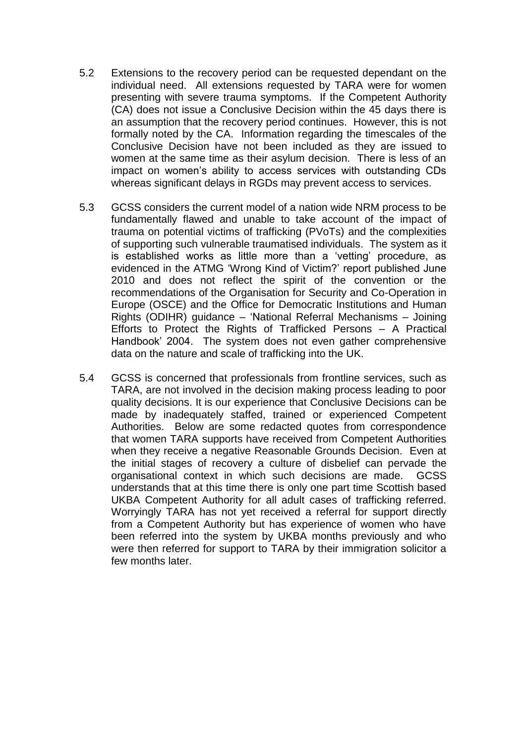5.2 Extensions to the recovery period can be requested dependant on the individual need. All extensions requested by TARA were for women presenting with severe trauma symptoms. If the Competent Authority (CA) does not issue a Conclusive Decision within the 45 days there is an assumption that the recovery period continues. However, this is not formally noted by the CA. Information regarding the timescales of the Conclusive Decision have not been included as they are issued to women at the same time as their asylum decision. There is less of an impact on women's ability to access services with outstanding CDs whereas significant delays in RGDs may prevent access to services.

5.3 GCSS considers the current model of a nation wide NRM process to be fundamentally flawed and unable to take account of the impact of trauma on potential victims of trafficking (PVoTs) and the complexities of supporting such vulnerable traumatised individuals. The system as it is established works as little more than a 'vetting' procedure, as evidenced in the ATMG 'Wrong Kind of Victim?' report published June 2010 and does not reflect the spirit of the convention or the recommendations of the Organisation for Security and Co-Operation in Europe (OSCE) and the Office for Democratic Institutions and Human Rights (ODIHR) guidance – 'National Referral Mechanisms – Joining Efforts to Protect the Rights of Trafficked Persons – A Practical Handbook' 2004. The system does not even gather comprehensive data on the nature and scale of trafficking into the UK.

5.4 GCSS is concerned that professionals from frontline services, such as TARA, are not involved in the decision making process leading to poor quality decisions. It is our experience that Conclusive Decisions can be made by inadequately staffed, trained or experienced Competent Authorities. Below are some redacted quotes from correspondence that women TARA supports have received from Competent Authorities when they receive a negative Reasonable Grounds Decision. Even at the initial stages of recovery a culture of disbelief can pervade the organisational context in which such decisions are made. GCSS understands that at this time there is only one part time Scottish based UKBA Competent Authority for all adult cases of trafficking referred. Worryingly TARA has not yet received a referral for support directly from a Competent Authority but has experience of women who have been referred into the system by UKBA months previously and who were then referred for support to TARA by their immigration solicitor a few months later.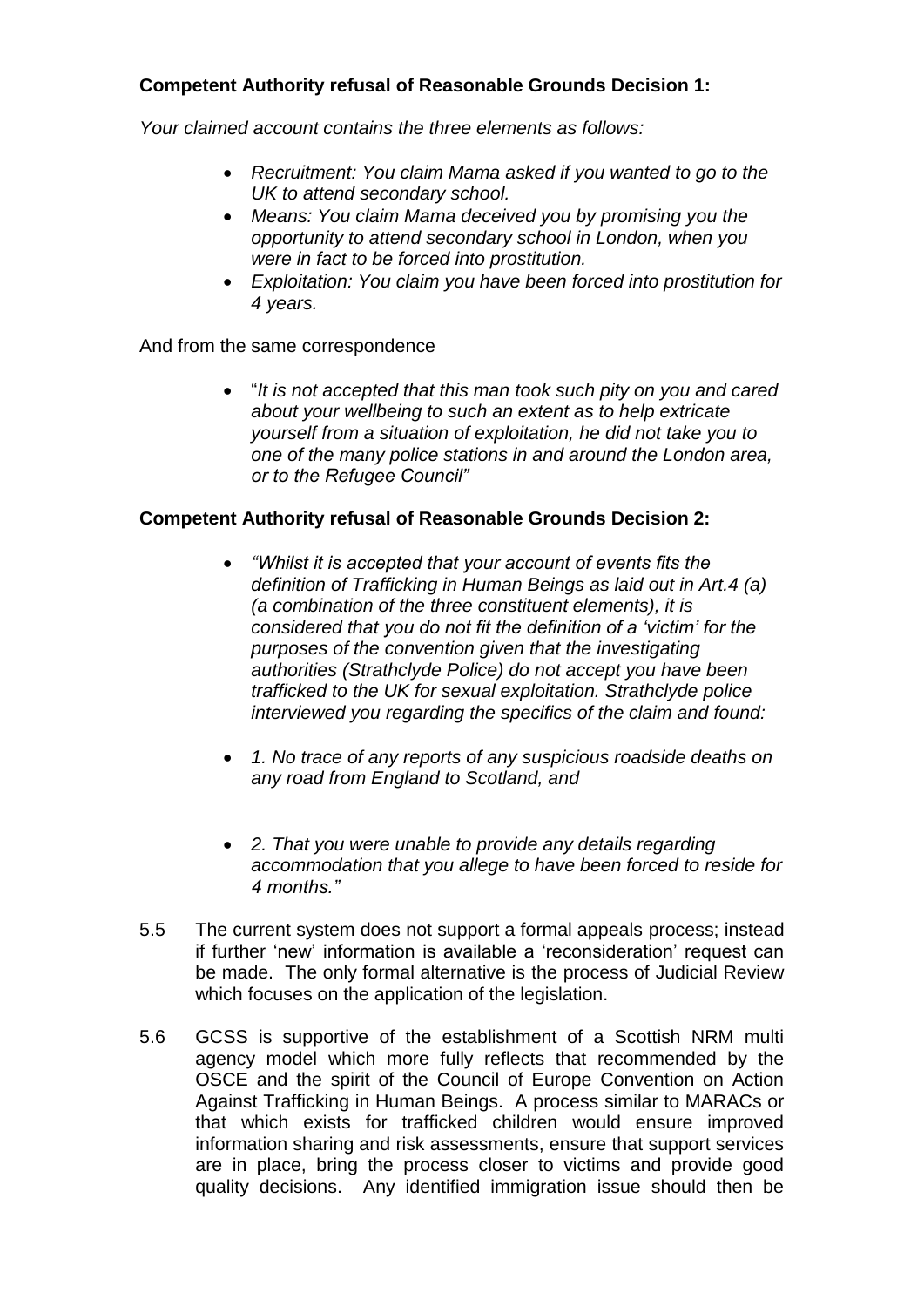**Competent Authority refusal of Reasonable Grounds Decision 1:**

*Your claimed account contains the three elements as follows:*

- *Recruitment: You claim Mama asked if you wanted to go to the UK to attend secondary school.*
- *Means: You claim Mama deceived you by promising you the opportunity to attend secondary school in London, when you were in fact to be forced into prostitution.*
- *Exploitation: You claim you have been forced into prostitution for 4 years.*

And from the same correspondence

- "*It is not accepted that this man took such pity on you and cared about your wellbeing to such an extent as to help extricate yourself from a situation of exploitation, he did not take you to one of the many police stations in and around the London area, or to the Refugee Council"*

**Competent Authority refusal of Reasonable Grounds Decision 2:**

- *"Whilst it is accepted that your account of events fits the definition of Trafficking in Human Beings as laid out in Art.4 (a) (a combination of the three constituent elements), it is considered that you do not fit the definition of a 'victim' for the purposes of the convention given that the investigating authorities (Strathclyde Police) do not accept you have been trafficked to the UK for sexual exploitation. Strathclyde police interviewed you regarding the specifics of the claim and found:*

- *1. No trace of any reports of any suspicious roadside deaths on any road from England to Scotland, and*

- *2. That you were unable to provide any details regarding accommodation that you allege to have been forced to reside for 4 months."*

5.5 The current system does not support a formal appeals process; instead if further 'new' information is available a 'reconsideration' request can be made. The only formal alternative is the process of Judicial Review which focuses on the application of the legislation.

5.6 GCSS is supportive of the establishment of a Scottish NRM multi agency model which more fully reflects that recommended by the OSCE and the spirit of the Council of Europe Convention on Action Against Trafficking in Human Beings. A process similar to MARACs or that which exists for trafficked children would ensure improved information sharing and risk assessments, ensure that support services are in place, bring the process closer to victims and provide good quality decisions. Any identified immigration issue should then be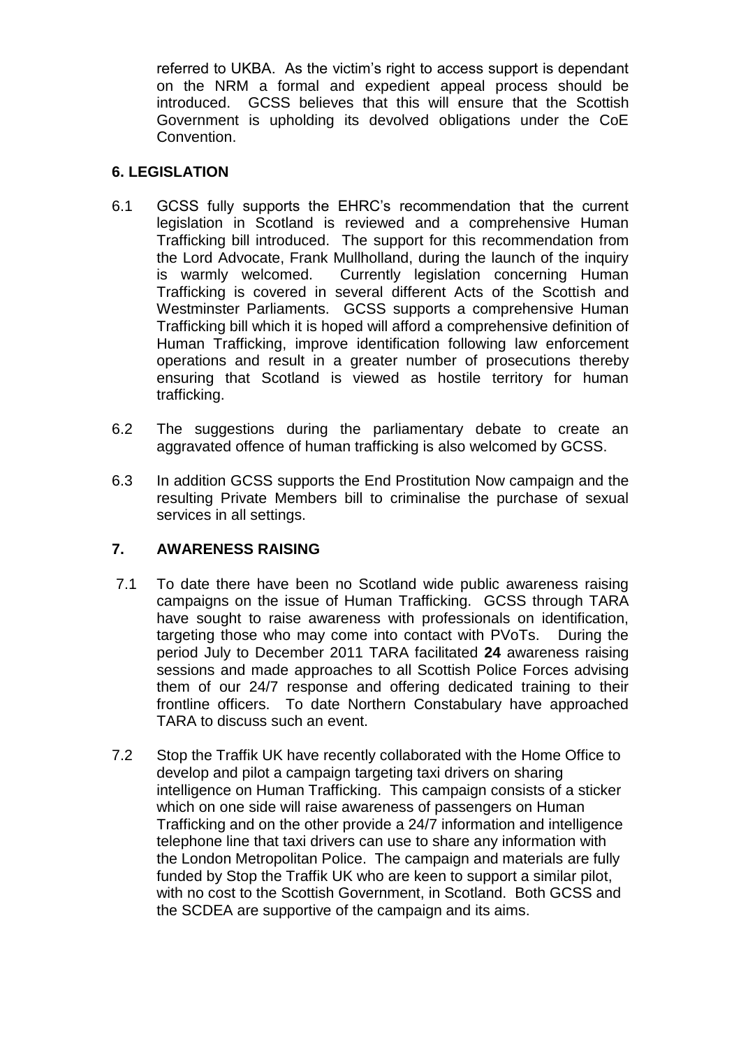referred to UKBA. As the victim's right to access support is dependant on the NRM a formal and expedient appeal process should be introduced. GCSS believes that this will ensure that the Scottish Government is upholding its devolved obligations under the CoE Convention.

## 6. LEGISLATION

6.1 GCSS fully supports the EHRC's recommendation that the current legislation in Scotland is reviewed and a comprehensive Human Trafficking bill introduced. The support for this recommendation from the Lord Advocate, Frank Mullholland, during the launch of the inquiry is warmly welcomed. Currently legislation concerning Human Trafficking is covered in several different Acts of the Scottish and Westminster Parliaments. GCSS supports a comprehensive Human Trafficking bill which it is hoped will afford a comprehensive definition of Human Trafficking, improve identification following law enforcement operations and result in a greater number of prosecutions thereby ensuring that Scotland is viewed as hostile territory for human trafficking.

6.2 The suggestions during the parliamentary debate to create an aggravated offence of human trafficking is also welcomed by GCSS.

6.3 In addition GCSS supports the End Prostitution Now campaign and the resulting Private Members bill to criminalise the purchase of sexual services in all settings.

## 7. AWARENESS RAISING

7.1 To date there have been no Scotland wide public awareness raising campaigns on the issue of Human Trafficking. GCSS through TARA have sought to raise awareness with professionals on identification, targeting those who may come into contact with PVoTs. During the period July to December 2011 TARA facilitated **24** awareness raising sessions and made approaches to all Scottish Police Forces advising them of our 24/7 response and offering dedicated training to their frontline officers. To date Northern Constabulary have approached TARA to discuss such an event.

7.2 Stop the Traffik UK have recently collaborated with the Home Office to develop and pilot a campaign targeting taxi drivers on sharing intelligence on Human Trafficking. This campaign consists of a sticker which on one side will raise awareness of passengers on Human Trafficking and on the other provide a 24/7 information and intelligence telephone line that taxi drivers can use to share any information with the London Metropolitan Police. The campaign and materials are fully funded by Stop the Traffik UK who are keen to support a similar pilot, with no cost to the Scottish Government, in Scotland. Both GCSS and the SCDEA are supportive of the campaign and its aims.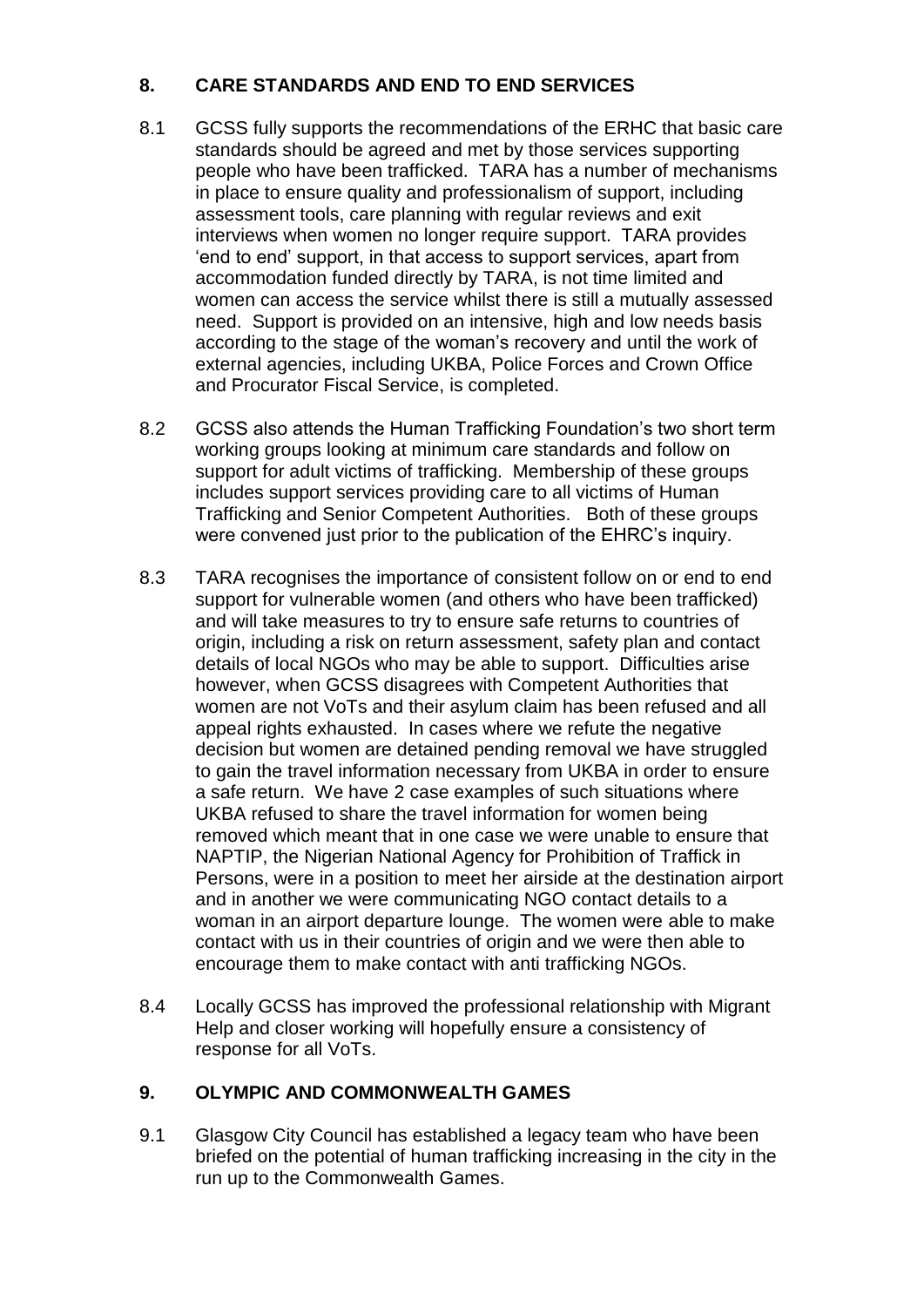## 8. CARE STANDARDS AND END TO END SERVICES

8.1 GCSS fully supports the recommendations of the ERHC that basic care standards should be agreed and met by those services supporting people who have been trafficked. TARA has a number of mechanisms in place to ensure quality and professionalism of support, including assessment tools, care planning with regular reviews and exit interviews when women no longer require support. TARA provides 'end to end' support, in that access to support services, apart from accommodation funded directly by TARA, is not time limited and women can access the service whilst there is still a mutually assessed need. Support is provided on an intensive, high and low needs basis according to the stage of the woman's recovery and until the work of external agencies, including UKBA, Police Forces and Crown Office and Procurator Fiscal Service, is completed.

8.2 GCSS also attends the Human Trafficking Foundation's two short term working groups looking at minimum care standards and follow on support for adult victims of trafficking. Membership of these groups includes support services providing care to all victims of Human Trafficking and Senior Competent Authorities. Both of these groups were convened just prior to the publication of the EHRC's inquiry.

8.3 TARA recognises the importance of consistent follow on or end to end support for vulnerable women (and others who have been trafficked) and will take measures to try to ensure safe returns to countries of origin, including a risk on return assessment, safety plan and contact details of local NGOs who may be able to support. Difficulties arise however, when GCSS disagrees with Competent Authorities that women are not VoTs and their asylum claim has been refused and all appeal rights exhausted. In cases where we refute the negative decision but women are detained pending removal we have struggled to gain the travel information necessary from UKBA in order to ensure a safe return. We have 2 case examples of such situations where UKBA refused to share the travel information for women being removed which meant that in one case we were unable to ensure that NAPTIP, the Nigerian National Agency for Prohibition of Traffick in Persons, were in a position to meet her airside at the destination airport and in another we were communicating NGO contact details to a woman in an airport departure lounge. The women were able to make contact with us in their countries of origin and we were then able to encourage them to make contact with anti trafficking NGOs.

8.4 Locally GCSS has improved the professional relationship with Migrant Help and closer working will hopefully ensure a consistency of response for all VoTs.

## 9. OLYMPIC AND COMMONWEALTH GAMES

9.1 Glasgow City Council has established a legacy team who have been briefed on the potential of human trafficking increasing in the city in the run up to the Commonwealth Games.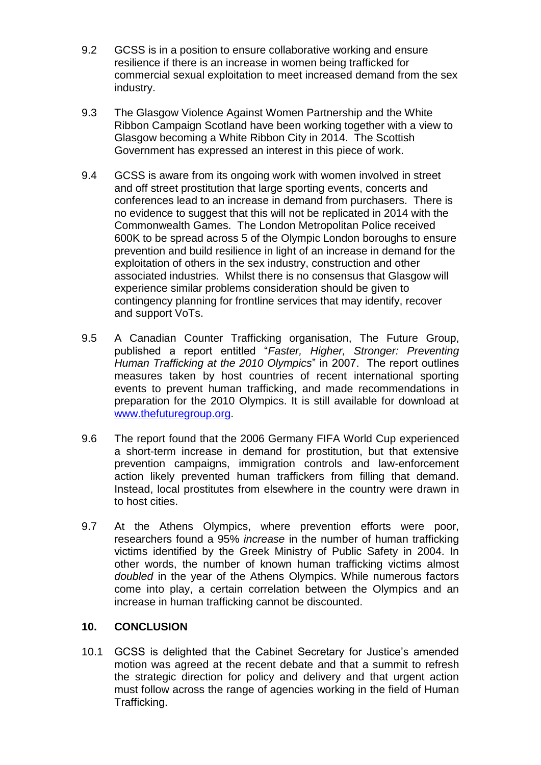9.2 GCSS is in a position to ensure collaborative working and ensure resilience if there is an increase in women being trafficked for commercial sexual exploitation to meet increased demand from the sex industry.

9.3 The Glasgow Violence Against Women Partnership and the White Ribbon Campaign Scotland have been working together with a view to Glasgow becoming a White Ribbon City in 2014. The Scottish Government has expressed an interest in this piece of work.

9.4 GCSS is aware from its ongoing work with women involved in street and off street prostitution that large sporting events, concerts and conferences lead to an increase in demand from purchasers. There is no evidence to suggest that this will not be replicated in 2014 with the Commonwealth Games. The London Metropolitan Police received 600K to be spread across 5 of the Olympic London boroughs to ensure prevention and build resilience in light of an increase in demand for the exploitation of others in the sex industry, construction and other associated industries. Whilst there is no consensus that Glasgow will experience similar problems consideration should be given to contingency planning for frontline services that may identify, recover and support VoTs.

9.5 A Canadian Counter Trafficking organisation, The Future Group, published a report entitled "*Faster, Higher, Stronger: Preventing Human Trafficking at the 2010 Olympics*" in 2007. The report outlines measures taken by host countries of recent international sporting events to prevent human trafficking, and made recommendations in preparation for the 2010 Olympics. It is still available for download at [www.thefuturegroup.org](www.thefuturegroup.org).

9.6 The report found that the 2006 Germany FIFA World Cup experienced a short-term increase in demand for prostitution, but that extensive prevention campaigns, immigration controls and law-enforcement action likely prevented human traffickers from filling that demand. Instead, local prostitutes from elsewhere in the country were drawn in to host cities.

9.7 At the Athens Olympics, where prevention efforts were poor, researchers found a 95% *increase* in the number of human trafficking victims identified by the Greek Ministry of Public Safety in 2004. In other words, the number of known human trafficking victims almost *doubled* in the year of the Athens Olympics. While numerous factors come into play, a certain correlation between the Olympics and an increase in human trafficking cannot be discounted.

## 10. CONCLUSION

10.1 GCSS is delighted that the Cabinet Secretary for Justice's amended motion was agreed at the recent debate and that a summit to refresh the strategic direction for policy and delivery and that urgent action must follow across the range of agencies working in the field of Human Trafficking.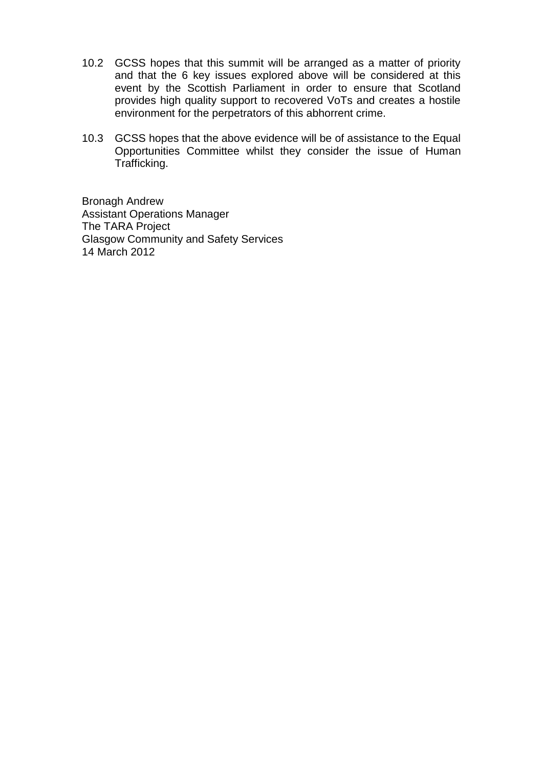10.2 GCSS hopes that this summit will be arranged as a matter of priority and that the 6 key issues explored above will be considered at this event by the Scottish Parliament in order to ensure that Scotland provides high quality support to recovered VoTs and creates a hostile environment for the perpetrators of this abhorrent crime.

10.3 GCSS hopes that the above evidence will be of assistance to the Equal Opportunities Committee whilst they consider the issue of Human Trafficking.

Bronagh Andrew  
Assistant Operations Manager  
The TARA Project  
Glasgow Community and Safety Services  
14 March 2012